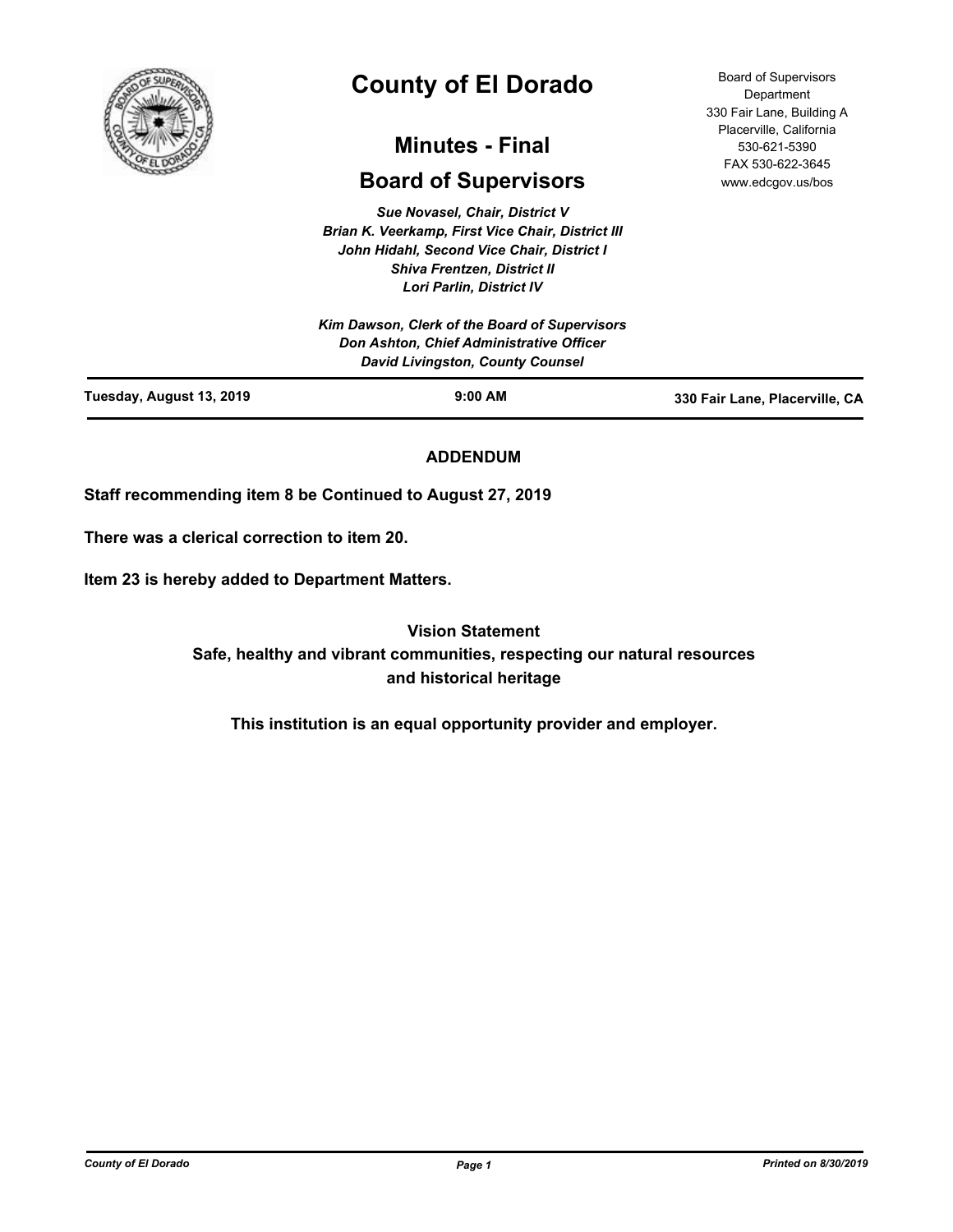# County of El Dorado

## Minutes - Final

## Board of Supervisors

Board of Supervisors Department
330 Fair Lane, Building A
Placerville, California
530-621-5390
FAX 530-622-3645
www.edcgov.us/bos

*Sue Novasel, Chair, District V*
*Brian K. Veerkamp, First Vice Chair, District III*
*John Hidahl, Second Vice Chair, District I*
*Shiva Frentzen, District II*
*Lori Parlin, District IV*

*Kim Dawson, Clerk of the Board of Supervisors*
*Don Ashton, Chief Administrative Officer*
*David Livingston, County Counsel*

**Tuesday, August 13, 2019** | **9:00 AM** | **330 Fair Lane, Placerville, CA**

### ADDENDUM

**Staff recommending item 8 be Continued to August 27, 2019**

**There was a clerical correction to item 20.**

**Item 23 is hereby added to Department Matters.**

**Vision Statement**
**Safe, healthy and vibrant communities, respecting our natural resources and historical heritage**

**This institution is an equal opportunity provider and employer.**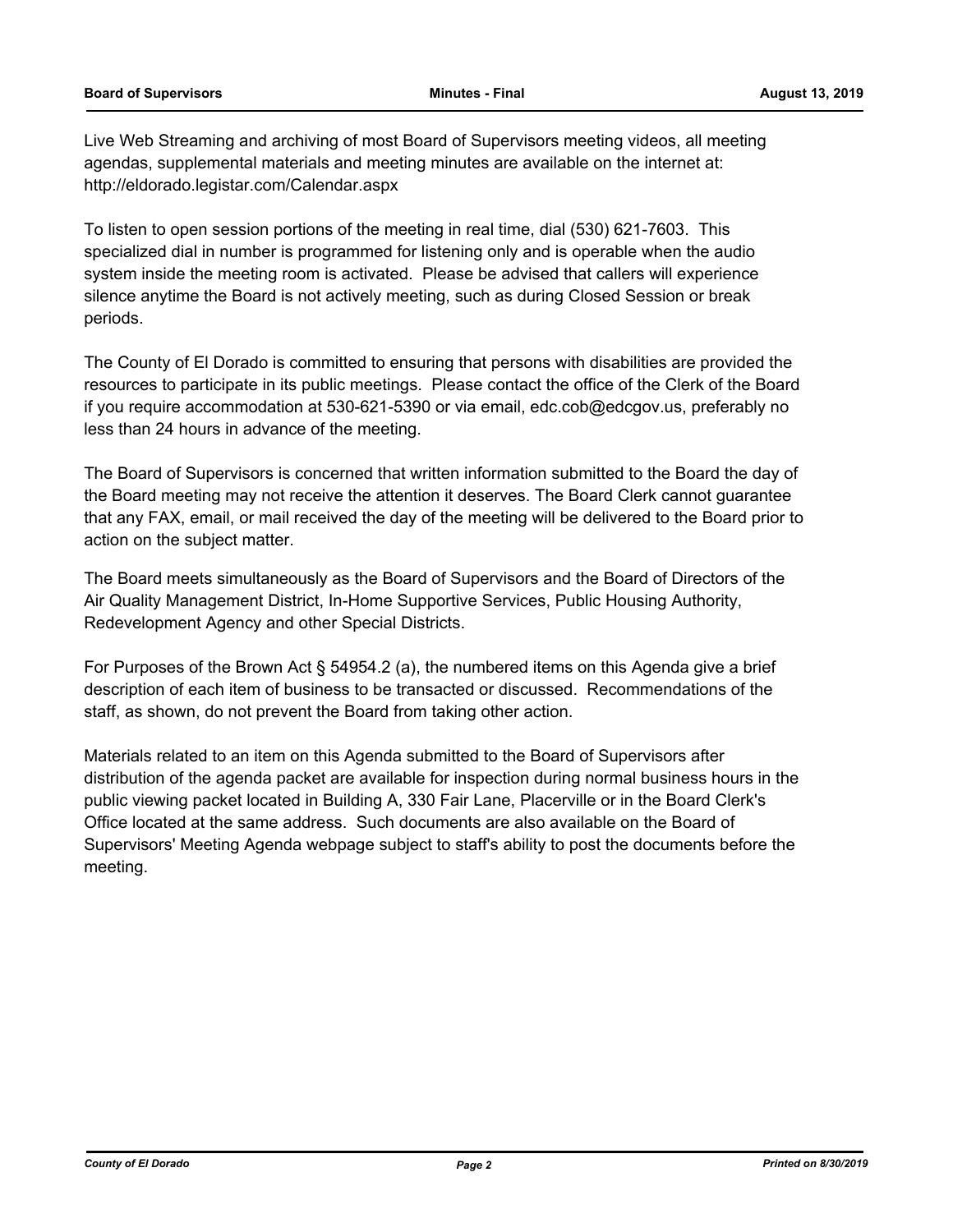Live Web Streaming and archiving of most Board of Supervisors meeting videos, all meeting agendas, supplemental materials and meeting minutes are available on the internet at: http://eldorado.legistar.com/Calendar.aspx

To listen to open session portions of the meeting in real time, dial (530) 621-7603. This specialized dial in number is programmed for listening only and is operable when the audio system inside the meeting room is activated. Please be advised that callers will experience silence anytime the Board is not actively meeting, such as during Closed Session or break periods.

The County of El Dorado is committed to ensuring that persons with disabilities are provided the resources to participate in its public meetings. Please contact the office of the Clerk of the Board if you require accommodation at 530-621-5390 or via email, edc.cob@edcgov.us, preferably no less than 24 hours in advance of the meeting.

The Board of Supervisors is concerned that written information submitted to the Board the day of the Board meeting may not receive the attention it deserves. The Board Clerk cannot guarantee that any FAX, email, or mail received the day of the meeting will be delivered to the Board prior to action on the subject matter.

The Board meets simultaneously as the Board of Supervisors and the Board of Directors of the Air Quality Management District, In-Home Supportive Services, Public Housing Authority, Redevelopment Agency and other Special Districts.

For Purposes of the Brown Act § 54954.2 (a), the numbered items on this Agenda give a brief description of each item of business to be transacted or discussed. Recommendations of the staff, as shown, do not prevent the Board from taking other action.

Materials related to an item on this Agenda submitted to the Board of Supervisors after distribution of the agenda packet are available for inspection during normal business hours in the public viewing packet located in Building A, 330 Fair Lane, Placerville or in the Board Clerk's Office located at the same address. Such documents are also available on the Board of Supervisors' Meeting Agenda webpage subject to staff's ability to post the documents before the meeting.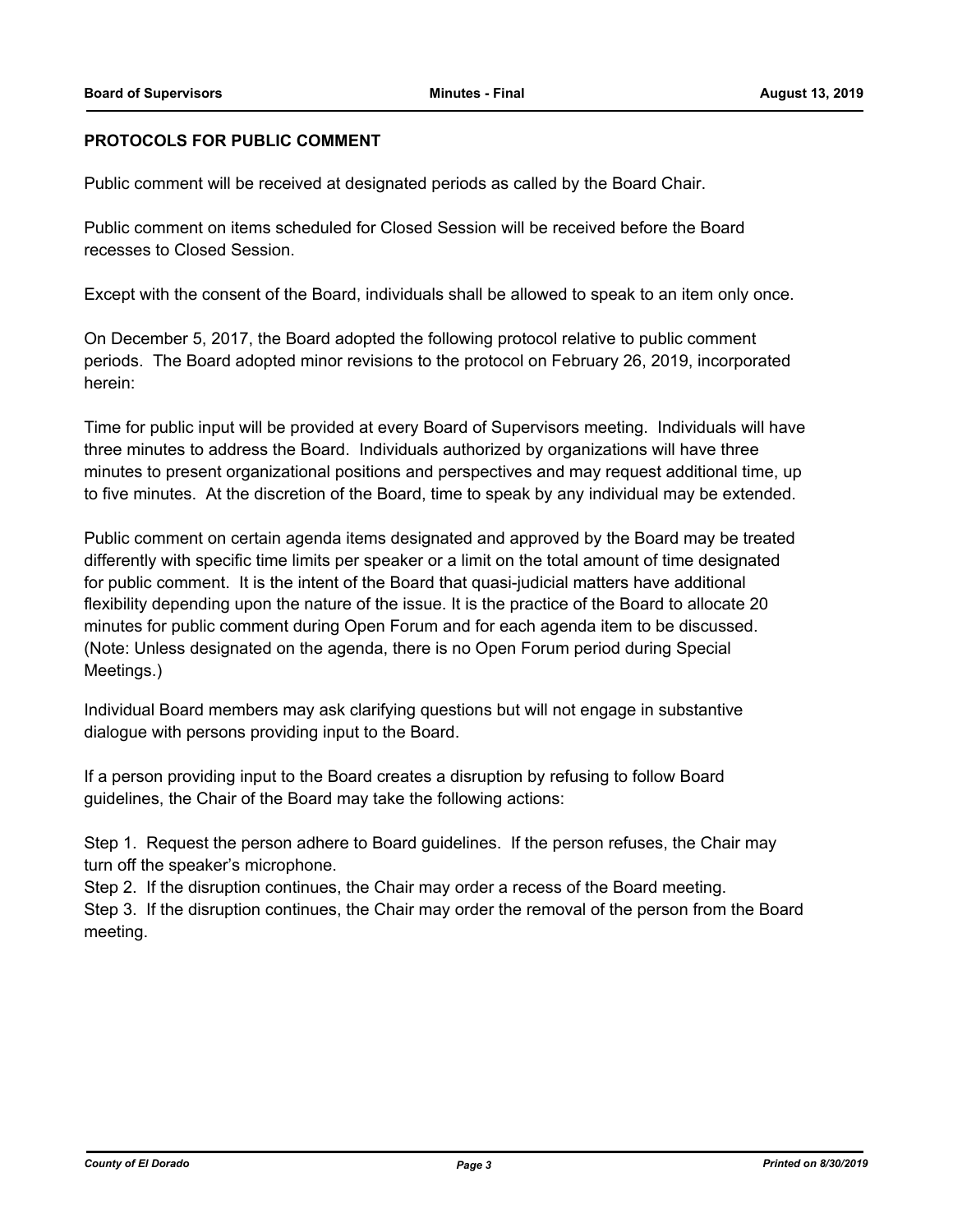## PROTOCOLS FOR PUBLIC COMMENT

Public comment will be received at designated periods as called by the Board Chair.

Public comment on items scheduled for Closed Session will be received before the Board recesses to Closed Session.

Except with the consent of the Board, individuals shall be allowed to speak to an item only once.

On December 5, 2017, the Board adopted the following protocol relative to public comment periods. The Board adopted minor revisions to the protocol on February 26, 2019, incorporated herein:

Time for public input will be provided at every Board of Supervisors meeting. Individuals will have three minutes to address the Board. Individuals authorized by organizations will have three minutes to present organizational positions and perspectives and may request additional time, up to five minutes. At the discretion of the Board, time to speak by any individual may be extended.

Public comment on certain agenda items designated and approved by the Board may be treated differently with specific time limits per speaker or a limit on the total amount of time designated for public comment. It is the intent of the Board that quasi-judicial matters have additional flexibility depending upon the nature of the issue. It is the practice of the Board to allocate 20 minutes for public comment during Open Forum and for each agenda item to be discussed. (Note: Unless designated on the agenda, there is no Open Forum period during Special Meetings.)

Individual Board members may ask clarifying questions but will not engage in substantive dialogue with persons providing input to the Board.

If a person providing input to the Board creates a disruption by refusing to follow Board guidelines, the Chair of the Board may take the following actions:

Step 1. Request the person adhere to Board guidelines. If the person refuses, the Chair may turn off the speaker's microphone.
Step 2. If the disruption continues, the Chair may order a recess of the Board meeting.
Step 3. If the disruption continues, the Chair may order the removal of the person from the Board meeting.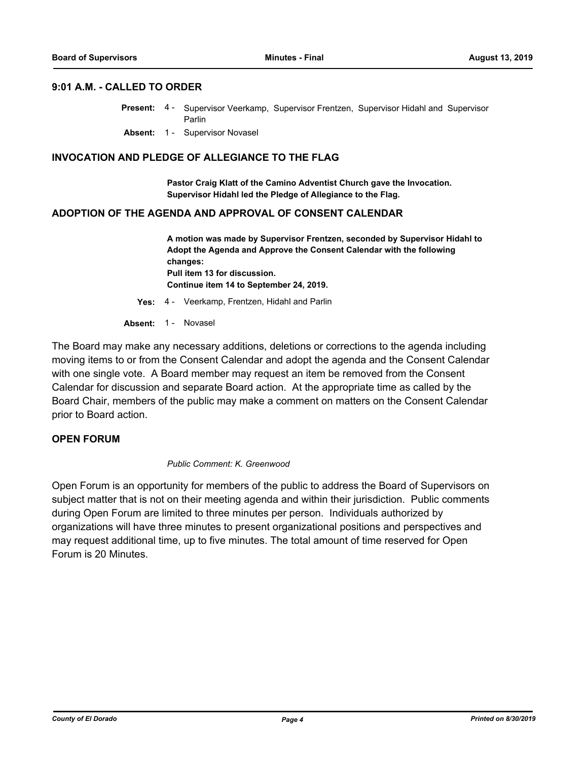## 9:01 A.M. - CALLED TO ORDER

**Present:** 4 - Supervisor Veerkamp, Supervisor Frentzen, Supervisor Hidahl and Supervisor Parlin

**Absent:** 1 - Supervisor Novasel

## INVOCATION AND PLEDGE OF ALLEGIANCE TO THE FLAG

**Pastor Craig Klatt of the Camino Adventist Church gave the Invocation. Supervisor Hidahl led the Pledge of Allegiance to the Flag.**

## ADOPTION OF THE AGENDA AND APPROVAL OF CONSENT CALENDAR

**A motion was made by Supervisor Frentzen, seconded by Supervisor Hidahl to Adopt the Agenda and Approve the Consent Calendar with the following changes:**
**Pull item 13 for discussion.**
**Continue item 14 to September 24, 2019.**

**Yes:** 4 - Veerkamp, Frentzen, Hidahl and Parlin

**Absent:** 1 - Novasel

The Board may make any necessary additions, deletions or corrections to the agenda including moving items to or from the Consent Calendar and adopt the agenda and the Consent Calendar with one single vote. A Board member may request an item be removed from the Consent Calendar for discussion and separate Board action. At the appropriate time as called by the Board Chair, members of the public may make a comment on matters on the Consent Calendar prior to Board action.

## OPEN FORUM

*Public Comment: K. Greenwood*

Open Forum is an opportunity for members of the public to address the Board of Supervisors on subject matter that is not on their meeting agenda and within their jurisdiction. Public comments during Open Forum are limited to three minutes per person. Individuals authorized by organizations will have three minutes to present organizational positions and perspectives and may request additional time, up to five minutes. The total amount of time reserved for Open Forum is 20 Minutes.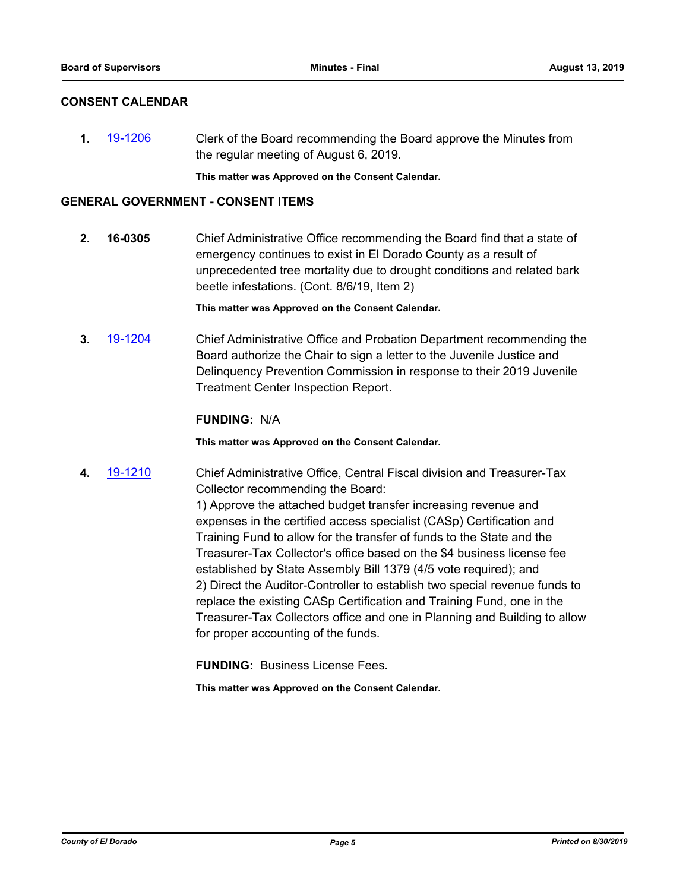## CONSENT CALENDAR

**1.** 19-1206 Clerk of the Board recommending the Board approve the Minutes from the regular meeting of August 6, 2019.

**This matter was Approved on the Consent Calendar.**

## GENERAL GOVERNMENT - CONSENT ITEMS

**2.** **16-0305** Chief Administrative Office recommending the Board find that a state of emergency continues to exist in El Dorado County as a result of unprecedented tree mortality due to drought conditions and related bark beetle infestations. (Cont. 8/6/19, Item 2)

**This matter was Approved on the Consent Calendar.**

**3.** 19-1204 Chief Administrative Office and Probation Department recommending the Board authorize the Chair to sign a letter to the Juvenile Justice and Delinquency Prevention Commission in response to their 2019 Juvenile Treatment Center Inspection Report.

**FUNDING:** N/A

**This matter was Approved on the Consent Calendar.**

**4.** 19-1210 Chief Administrative Office, Central Fiscal division and Treasurer-Tax Collector recommending the Board:
1) Approve the attached budget transfer increasing revenue and expenses in the certified access specialist (CASp) Certification and Training Fund to allow for the transfer of funds to the State and the Treasurer-Tax Collector's office based on the $4 business license fee established by State Assembly Bill 1379 (4/5 vote required); and
2) Direct the Auditor-Controller to establish two special revenue funds to replace the existing CASp Certification and Training Fund, one in the Treasurer-Tax Collectors office and one in Planning and Building to allow for proper accounting of the funds.

**FUNDING:** Business License Fees.

**This matter was Approved on the Consent Calendar.**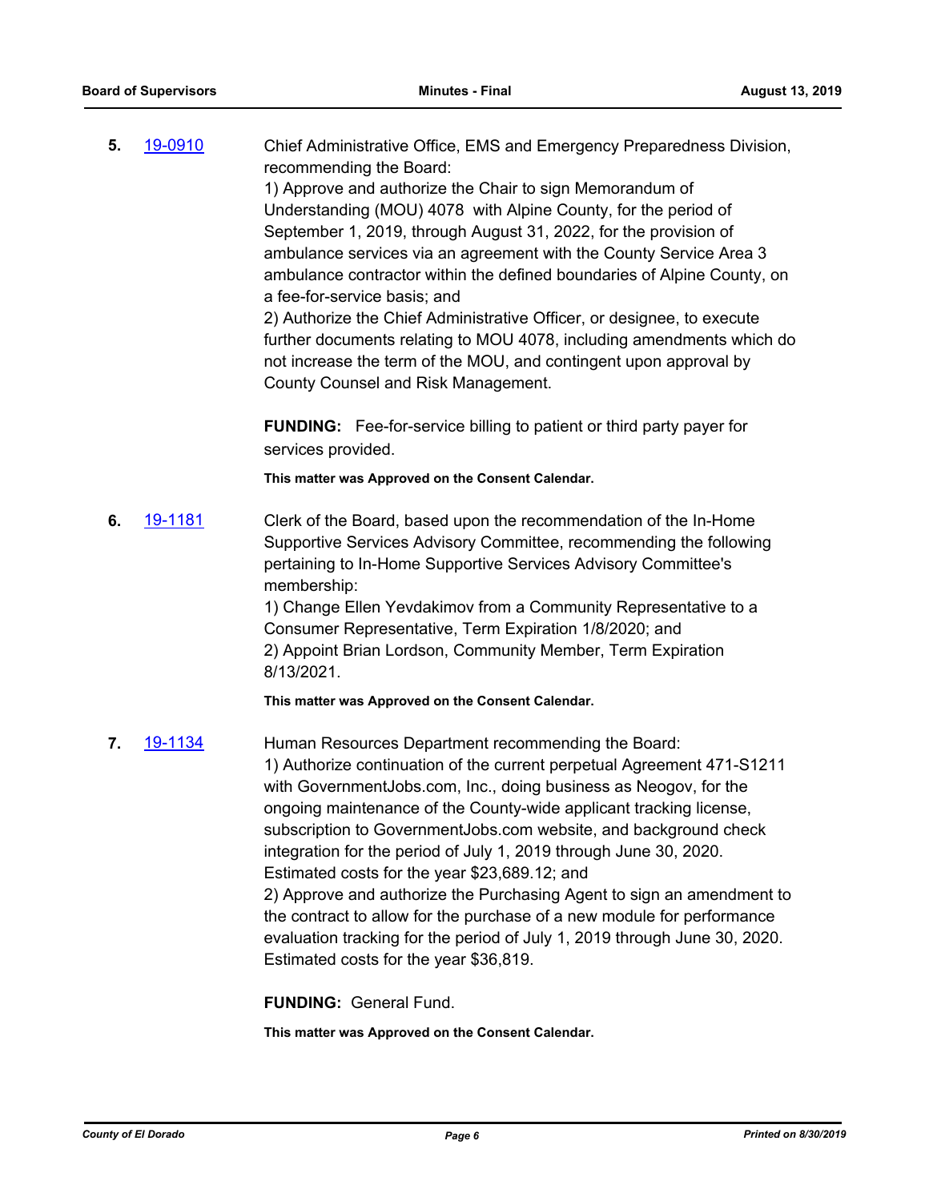**5.** 19-0910

Chief Administrative Office, EMS and Emergency Preparedness Division, recommending the Board:
1) Approve and authorize the Chair to sign Memorandum of Understanding (MOU) 4078 with Alpine County, for the period of September 1, 2019, through August 31, 2022, for the provision of ambulance services via an agreement with the County Service Area 3 ambulance contractor within the defined boundaries of Alpine County, on a fee-for-service basis; and
2) Authorize the Chief Administrative Officer, or designee, to execute further documents relating to MOU 4078, including amendments which do not increase the term of the MOU, and contingent upon approval by County Counsel and Risk Management.

**FUNDING:** Fee-for-service billing to patient or third party payer for services provided.

**This matter was Approved on the Consent Calendar.**

**6.** 19-1181

Clerk of the Board, based upon the recommendation of the In-Home Supportive Services Advisory Committee, recommending the following pertaining to In-Home Supportive Services Advisory Committee's membership:
1) Change Ellen Yevdakimov from a Community Representative to a Consumer Representative, Term Expiration 1/8/2020; and
2) Appoint Brian Lordson, Community Member, Term Expiration 8/13/2021.

**This matter was Approved on the Consent Calendar.**

**7.** 19-1134

Human Resources Department recommending the Board:
1) Authorize continuation of the current perpetual Agreement 471-S1211 with GovernmentJobs.com, Inc., doing business as Neogov, for the ongoing maintenance of the County-wide applicant tracking license, subscription to GovernmentJobs.com website, and background check integration for the period of July 1, 2019 through June 30, 2020. Estimated costs for the year $23,689.12; and
2) Approve and authorize the Purchasing Agent to sign an amendment to the contract to allow for the purchase of a new module for performance evaluation tracking for the period of July 1, 2019 through June 30, 2020. Estimated costs for the year $36,819.

**FUNDING:** General Fund.

**This matter was Approved on the Consent Calendar.**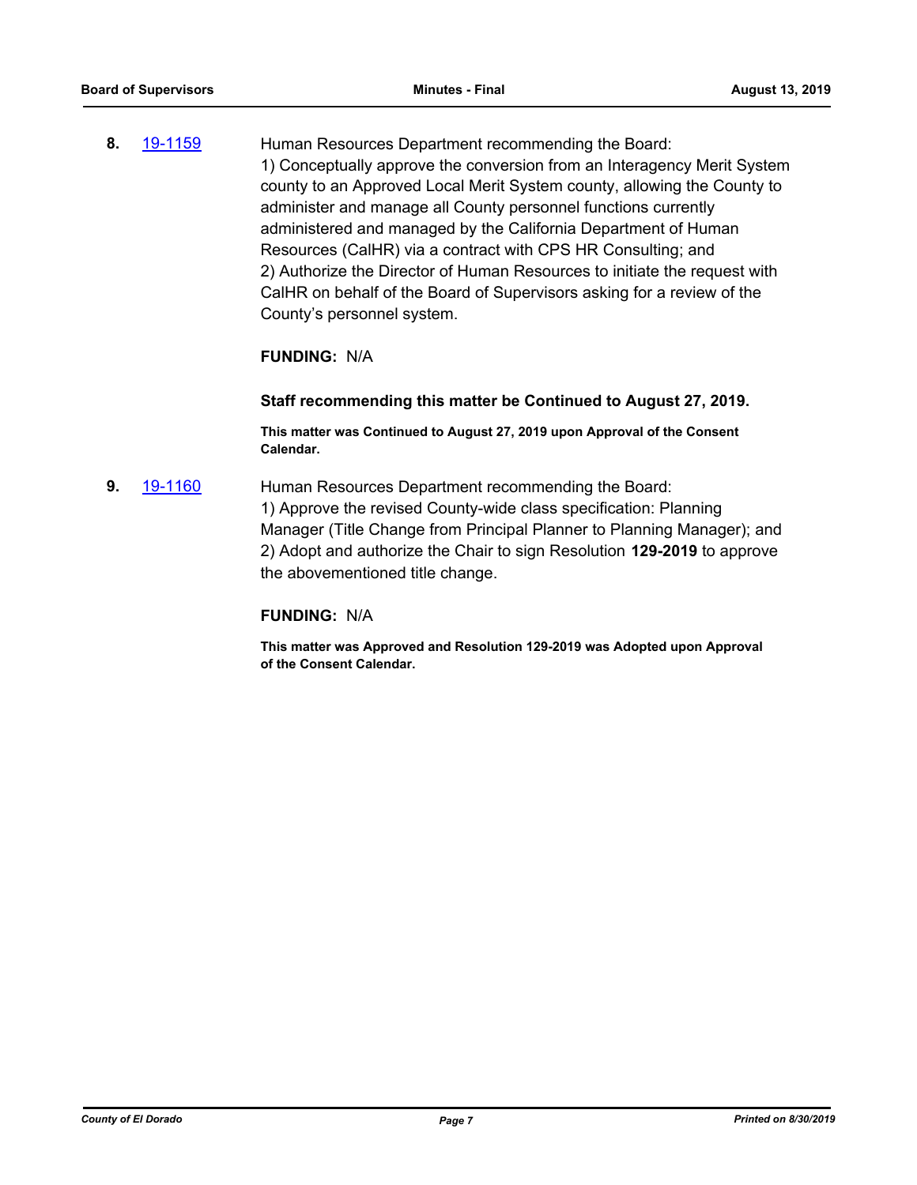**8.** [19-1159](19-1159) Human Resources Department recommending the Board:
1) Conceptually approve the conversion from an Interagency Merit System county to an Approved Local Merit System county, allowing the County to administer and manage all County personnel functions currently administered and managed by the California Department of Human Resources (CalHR) via a contract with CPS HR Consulting; and
2) Authorize the Director of Human Resources to initiate the request with CalHR on behalf of the Board of Supervisors asking for a review of the County's personnel system.

**FUNDING:** N/A

**Staff recommending this matter be Continued to August 27, 2019.**

**This matter was Continued to August 27, 2019 upon Approval of the Consent Calendar.**

**9.** [19-1160](19-1160) Human Resources Department recommending the Board:
1) Approve the revised County-wide class specification: Planning Manager (Title Change from Principal Planner to Planning Manager); and
2) Adopt and authorize the Chair to sign Resolution **129-2019** to approve the abovementioned title change.

**FUNDING:** N/A

**This matter was Approved and Resolution 129-2019 was Adopted upon Approval of the Consent Calendar.**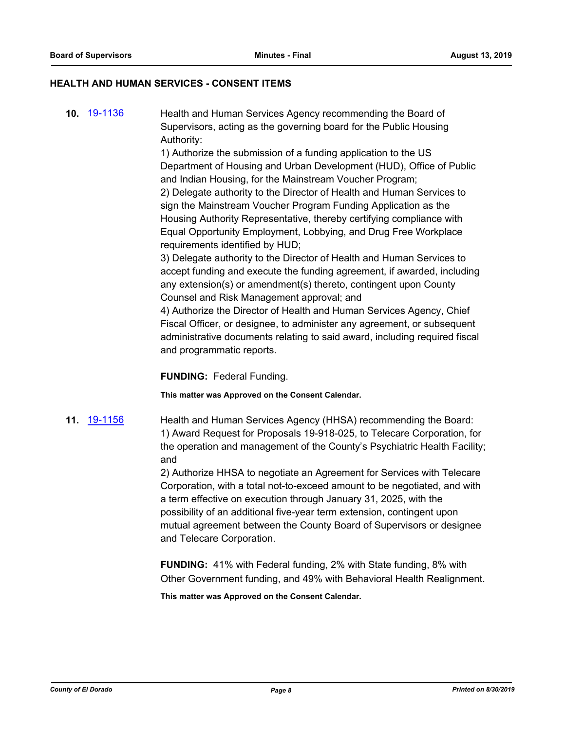## HEALTH AND HUMAN SERVICES - CONSENT ITEMS

**10.** 19-1136 Health and Human Services Agency recommending the Board of Supervisors, acting as the governing board for the Public Housing Authority:

1) Authorize the submission of a funding application to the US Department of Housing and Urban Development (HUD), Office of Public and Indian Housing, for the Mainstream Voucher Program;
2) Delegate authority to the Director of Health and Human Services to sign the Mainstream Voucher Program Funding Application as the Housing Authority Representative, thereby certifying compliance with Equal Opportunity Employment, Lobbying, and Drug Free Workplace requirements identified by HUD;
3) Delegate authority to the Director of Health and Human Services to accept funding and execute the funding agreement, if awarded, including any extension(s) or amendment(s) thereto, contingent upon County Counsel and Risk Management approval; and
4) Authorize the Director of Health and Human Services Agency, Chief Fiscal Officer, or designee, to administer any agreement, or subsequent administrative documents relating to said award, including required fiscal and programmatic reports.

**FUNDING:** Federal Funding.

**This matter was Approved on the Consent Calendar.**

**11.** 19-1156 Health and Human Services Agency (HHSA) recommending the Board:

1) Award Request for Proposals 19-918-025, to Telecare Corporation, for the operation and management of the County's Psychiatric Health Facility; and
2) Authorize HHSA to negotiate an Agreement for Services with Telecare Corporation, with a total not-to-exceed amount to be negotiated, and with a term effective on execution through January 31, 2025, with the possibility of an additional five-year term extension, contingent upon mutual agreement between the County Board of Supervisors or designee and Telecare Corporation.

**FUNDING:** 41% with Federal funding, 2% with State funding, 8% with Other Government funding, and 49% with Behavioral Health Realignment.

**This matter was Approved on the Consent Calendar.**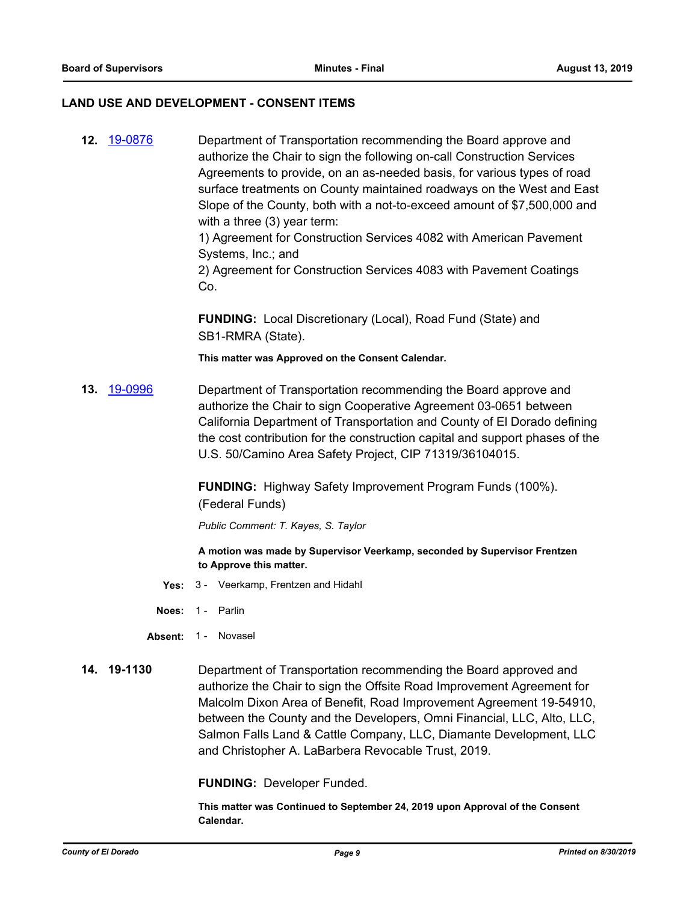## LAND USE AND DEVELOPMENT - CONSENT ITEMS

**12.** 19-0876

Department of Transportation recommending the Board approve and authorize the Chair to sign the following on-call Construction Services Agreements to provide, on an as-needed basis, for various types of road surface treatments on County maintained roadways on the West and East Slope of the County, both with a not-to-exceed amount of $7,500,000 and with a three (3) year term:
1) Agreement for Construction Services 4082 with American Pavement Systems, Inc.; and
2) Agreement for Construction Services 4083 with Pavement Coatings Co.

**FUNDING:** Local Discretionary (Local), Road Fund (State) and SB1-RMRA (State).

**This matter was Approved on the Consent Calendar.**

**13.** 19-0996

Department of Transportation recommending the Board approve and authorize the Chair to sign Cooperative Agreement 03-0651 between California Department of Transportation and County of El Dorado defining the cost contribution for the construction capital and support phases of the U.S. 50/Camino Area Safety Project, CIP 71319/36104015.

**FUNDING:** Highway Safety Improvement Program Funds (100%). (Federal Funds)

*Public Comment: T. Kayes, S. Taylor*

**A motion was made by Supervisor Veerkamp, seconded by Supervisor Frentzen to Approve this matter.**

**Yes:** 3 - Veerkamp, Frentzen and Hidahl

**Noes:** 1 - Parlin

**Absent:** 1 - Novasel

**14. 19-1130**

Department of Transportation recommending the Board approved and authorize the Chair to sign the Offsite Road Improvement Agreement for Malcolm Dixon Area of Benefit, Road Improvement Agreement 19-54910, between the County and the Developers, Omni Financial, LLC, Alto, LLC, Salmon Falls Land & Cattle Company, LLC, Diamante Development, LLC and Christopher A. LaBarbera Revocable Trust, 2019.

**FUNDING:** Developer Funded.

**This matter was Continued to September 24, 2019 upon Approval of the Consent Calendar.**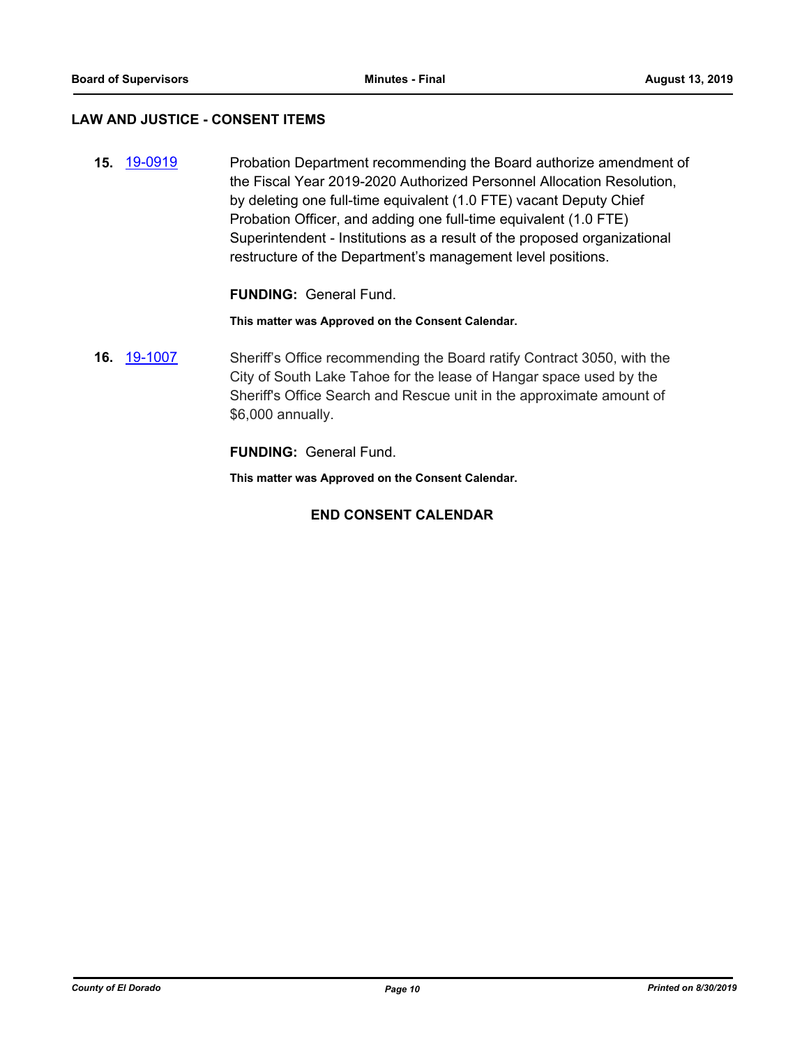## LAW AND JUSTICE - CONSENT ITEMS

**15.** 19-0919 Probation Department recommending the Board authorize amendment of the Fiscal Year 2019-2020 Authorized Personnel Allocation Resolution, by deleting one full-time equivalent (1.0 FTE) vacant Deputy Chief Probation Officer, and adding one full-time equivalent (1.0 FTE) Superintendent - Institutions as a result of the proposed organizational restructure of the Department's management level positions.

**FUNDING:** General Fund.

**This matter was Approved on the Consent Calendar.**

**16.** 19-1007 Sheriff's Office recommending the Board ratify Contract 3050, with the City of South Lake Tahoe for the lease of Hangar space used by the Sheriff's Office Search and Rescue unit in the approximate amount of $6,000 annually.

**FUNDING:** General Fund.

**This matter was Approved on the Consent Calendar.**

**END CONSENT CALENDAR**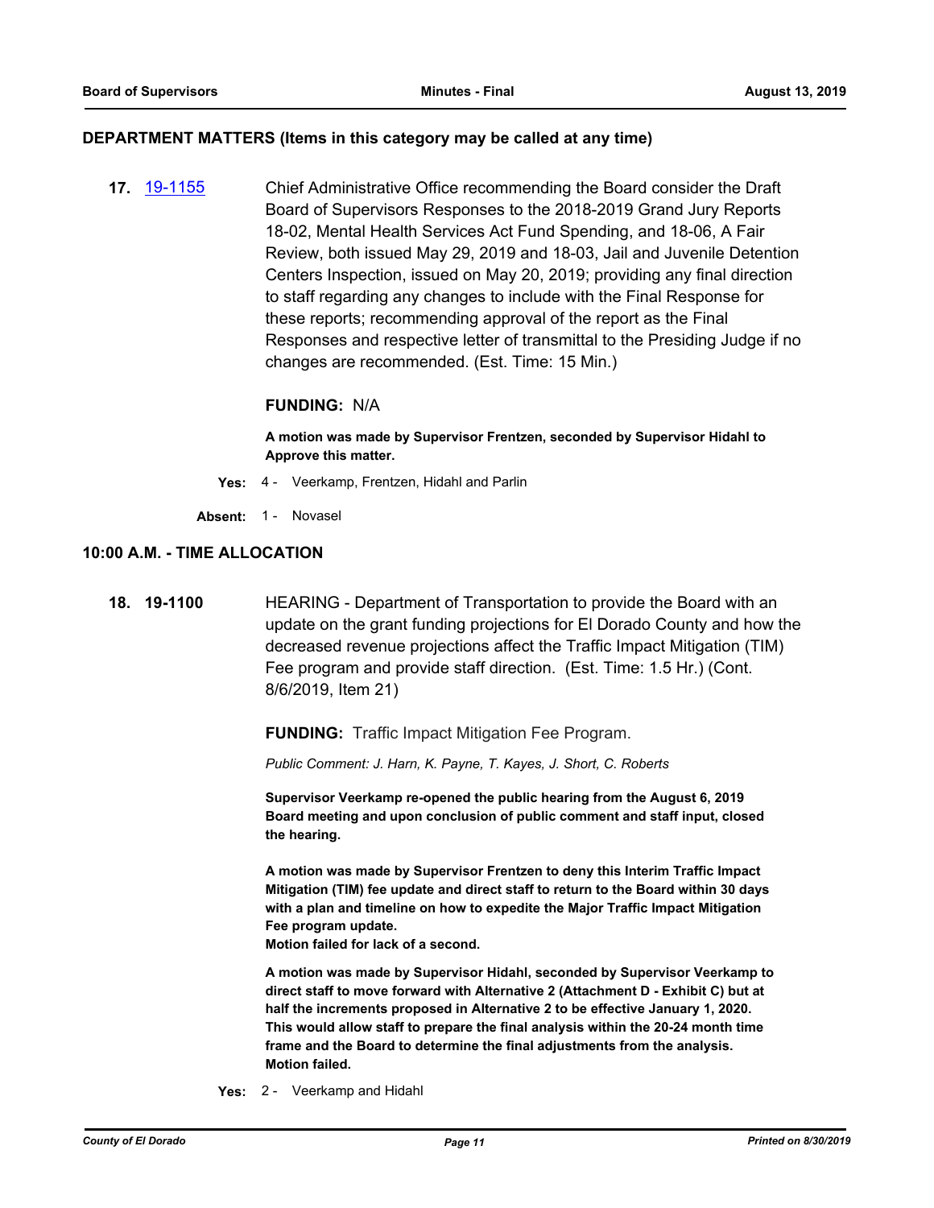## DEPARTMENT MATTERS (Items in this category may be called at any time)

**17.** [19-1155](19-1155) Chief Administrative Office recommending the Board consider the Draft Board of Supervisors Responses to the 2018-2019 Grand Jury Reports 18-02, Mental Health Services Act Fund Spending, and 18-06, A Fair Review, both issued May 29, 2019 and 18-03, Jail and Juvenile Detention Centers Inspection, issued on May 20, 2019; providing any final direction to staff regarding any changes to include with the Final Response for these reports; recommending approval of the report as the Final Responses and respective letter of transmittal to the Presiding Judge if no changes are recommended. (Est. Time: 15 Min.)

**FUNDING:** N/A

**A motion was made by Supervisor Frentzen, seconded by Supervisor Hidahl to Approve this matter.**

**Yes:** 4 - Veerkamp, Frentzen, Hidahl and Parlin

**Absent:** 1 - Novasel

## 10:00 A.M. - TIME ALLOCATION

**18. 19-1100** HEARING - Department of Transportation to provide the Board with an update on the grant funding projections for El Dorado County and how the decreased revenue projections affect the Traffic Impact Mitigation (TIM) Fee program and provide staff direction. (Est. Time: 1.5 Hr.) (Cont. 8/6/2019, Item 21)

**FUNDING:** Traffic Impact Mitigation Fee Program.

*Public Comment: J. Harn, K. Payne, T. Kayes, J. Short, C. Roberts*

**Supervisor Veerkamp re-opened the public hearing from the August 6, 2019 Board meeting and upon conclusion of public comment and staff input, closed the hearing.**

**A motion was made by Supervisor Frentzen to deny this Interim Traffic Impact Mitigation (TIM) fee update and direct staff to return to the Board within 30 days with a plan and timeline on how to expedite the Major Traffic Impact Mitigation Fee program update.**
**Motion failed for lack of a second.**

**A motion was made by Supervisor Hidahl, seconded by Supervisor Veerkamp to direct staff to move forward with Alternative 2 (Attachment D - Exhibit C) but at half the increments proposed in Alternative 2 to be effective January 1, 2020. This would allow staff to prepare the final analysis within the 20-24 month time frame and the Board to determine the final adjustments from the analysis.**
**Motion failed.**

**Yes:** 2 - Veerkamp and Hidahl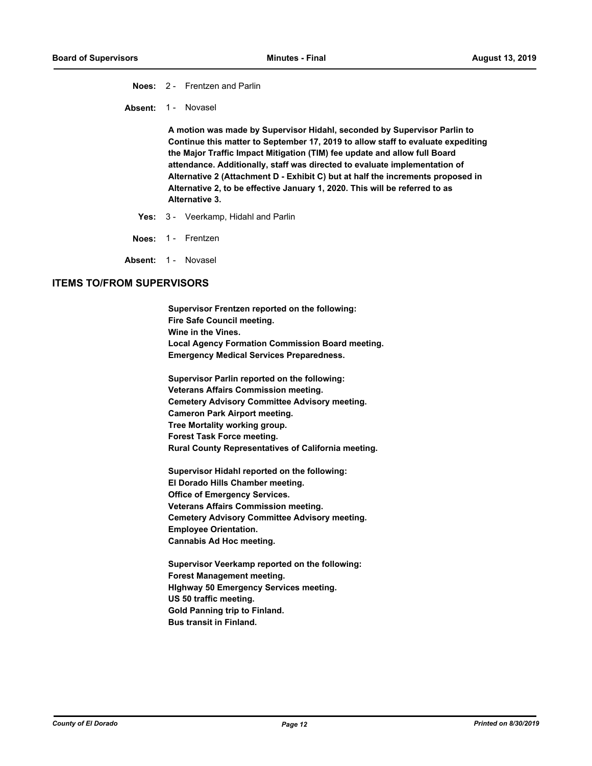**Noes:** 2 - Frentzen and Parlin

**Absent:** 1 - Novasel

**A motion was made by Supervisor Hidahl, seconded by Supervisor Parlin to Continue this matter to September 17, 2019 to allow staff to evaluate expediting the Major Traffic Impact Mitigation (TIM) fee update and allow full Board attendance. Additionally, staff was directed to evaluate implementation of Alternative 2 (Attachment D - Exhibit C) but at half the increments proposed in Alternative 2, to be effective January 1, 2020. This will be referred to as Alternative 3.**

**Yes:** 3 - Veerkamp, Hidahl and Parlin

**Noes:** 1 - Frentzen

**Absent:** 1 - Novasel

## ITEMS TO/FROM SUPERVISORS

**Supervisor Frentzen reported on the following:**
**Fire Safe Council meeting.**
**Wine in the Vines.**
**Local Agency Formation Commission Board meeting.**
**Emergency Medical Services Preparedness.**

**Supervisor Parlin reported on the following:**
**Veterans Affairs Commission meeting.**
**Cemetery Advisory Committee Advisory meeting.**
**Cameron Park Airport meeting.**
**Tree Mortality working group.**
**Forest Task Force meeting.**
**Rural County Representatives of California meeting.**

**Supervisor Hidahl reported on the following:**
**El Dorado Hills Chamber meeting.**
**Office of Emergency Services.**
**Veterans Affairs Commission meeting.**
**Cemetery Advisory Committee Advisory meeting.**
**Employee Orientation.**
**Cannabis Ad Hoc meeting.**

**Supervisor Veerkamp reported on the following:**
**Forest Management meeting.**
**HIghway 50 Emergency Services meeting.**
**US 50 traffic meeting.**
**Gold Panning trip to Finland.**
**Bus transit in Finland.**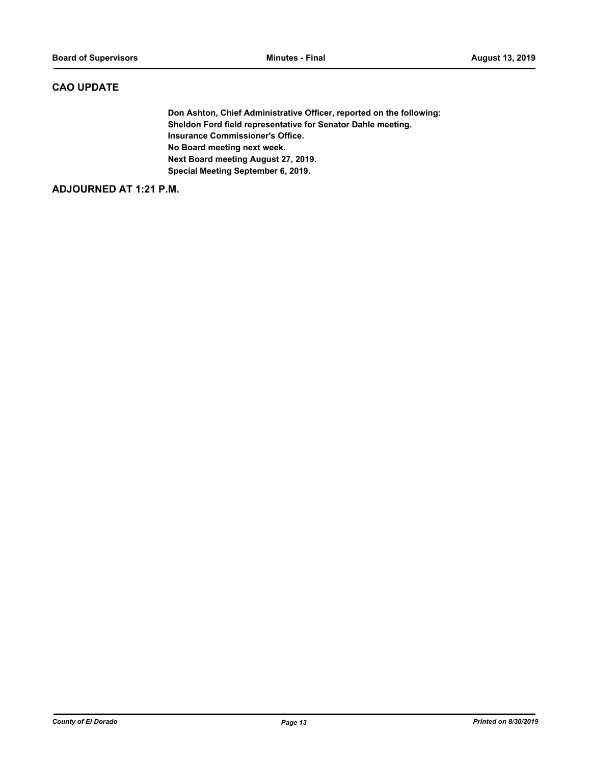## CAO UPDATE

**Don Ashton, Chief Administrative Officer, reported on the following:**
**Sheldon Ford field representative for Senator Dahle meeting.**
**Insurance Commissioner's Office.**
**No Board meeting next week.**
**Next Board meeting August 27, 2019.**
**Special Meeting September 6, 2019.**

## ADJOURNED AT 1:21 P.M.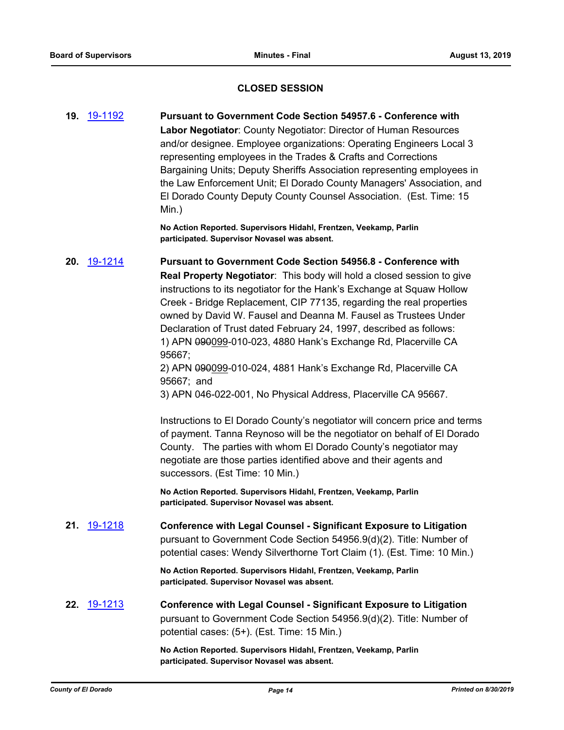## CLOSED SESSION

**19.** 19-1192 **Pursuant to Government Code Section 54957.6 - Conference with Labor Negotiator**: County Negotiator: Director of Human Resources and/or designee. Employee organizations: Operating Engineers Local 3 representing employees in the Trades & Crafts and Corrections Bargaining Units; Deputy Sheriffs Association representing employees in the Law Enforcement Unit; El Dorado County Managers' Association, and El Dorado County Deputy County Counsel Association. (Est. Time: 15 Min.)

**No Action Reported. Supervisors Hidahl, Frentzen, Veekamp, Parlin participated. Supervisor Novasel was absent.**

**20.** 19-1214 **Pursuant to Government Code Section 54956.8 - Conference with Real Property Negotiator**: This body will hold a closed session to give instructions to its negotiator for the Hank's Exchange at Squaw Hollow Creek - Bridge Replacement, CIP 77135, regarding the real properties owned by David W. Fausel and Deanna M. Fausel as Trustees Under Declaration of Trust dated February 24, 1997, described as follows:
1) APN ~~090~~099-010-023, 4880 Hank's Exchange Rd, Placerville CA 95667;
2) APN ~~090~~099-010-024, 4881 Hank's Exchange Rd, Placerville CA 95667; and
3) APN 046-022-001, No Physical Address, Placerville CA 95667.

Instructions to El Dorado County's negotiator will concern price and terms of payment. Tanna Reynoso will be the negotiator on behalf of El Dorado County. The parties with whom El Dorado County's negotiator may negotiate are those parties identified above and their agents and successors. (Est Time: 10 Min.)

**No Action Reported. Supervisors Hidahl, Frentzen, Veekamp, Parlin participated. Supervisor Novasel was absent.**

**21.** 19-1218 **Conference with Legal Counsel - Significant Exposure to Litigation** pursuant to Government Code Section 54956.9(d)(2). Title: Number of potential cases: Wendy Silverthorne Tort Claim (1). (Est. Time: 10 Min.)

**No Action Reported. Supervisors Hidahl, Frentzen, Veekamp, Parlin participated. Supervisor Novasel was absent.**

**22.** 19-1213 **Conference with Legal Counsel - Significant Exposure to Litigation** pursuant to Government Code Section 54956.9(d)(2). Title: Number of potential cases: (5+). (Est. Time: 15 Min.)

**No Action Reported. Supervisors Hidahl, Frentzen, Veekamp, Parlin participated. Supervisor Novasel was absent.**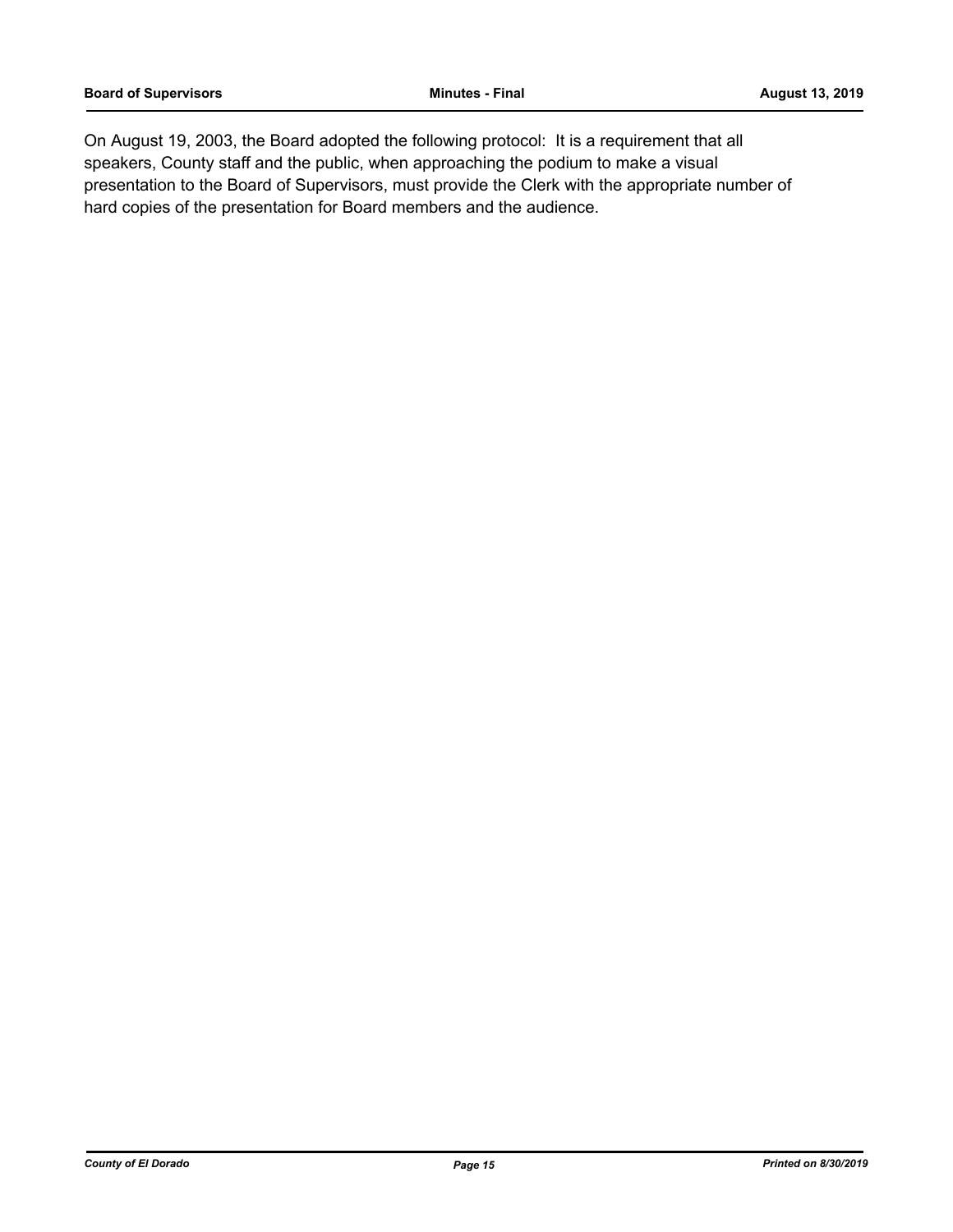On August 19, 2003, the Board adopted the following protocol: It is a requirement that all speakers, County staff and the public, when approaching the podium to make a visual presentation to the Board of Supervisors, must provide the Clerk with the appropriate number of hard copies of the presentation for Board members and the audience.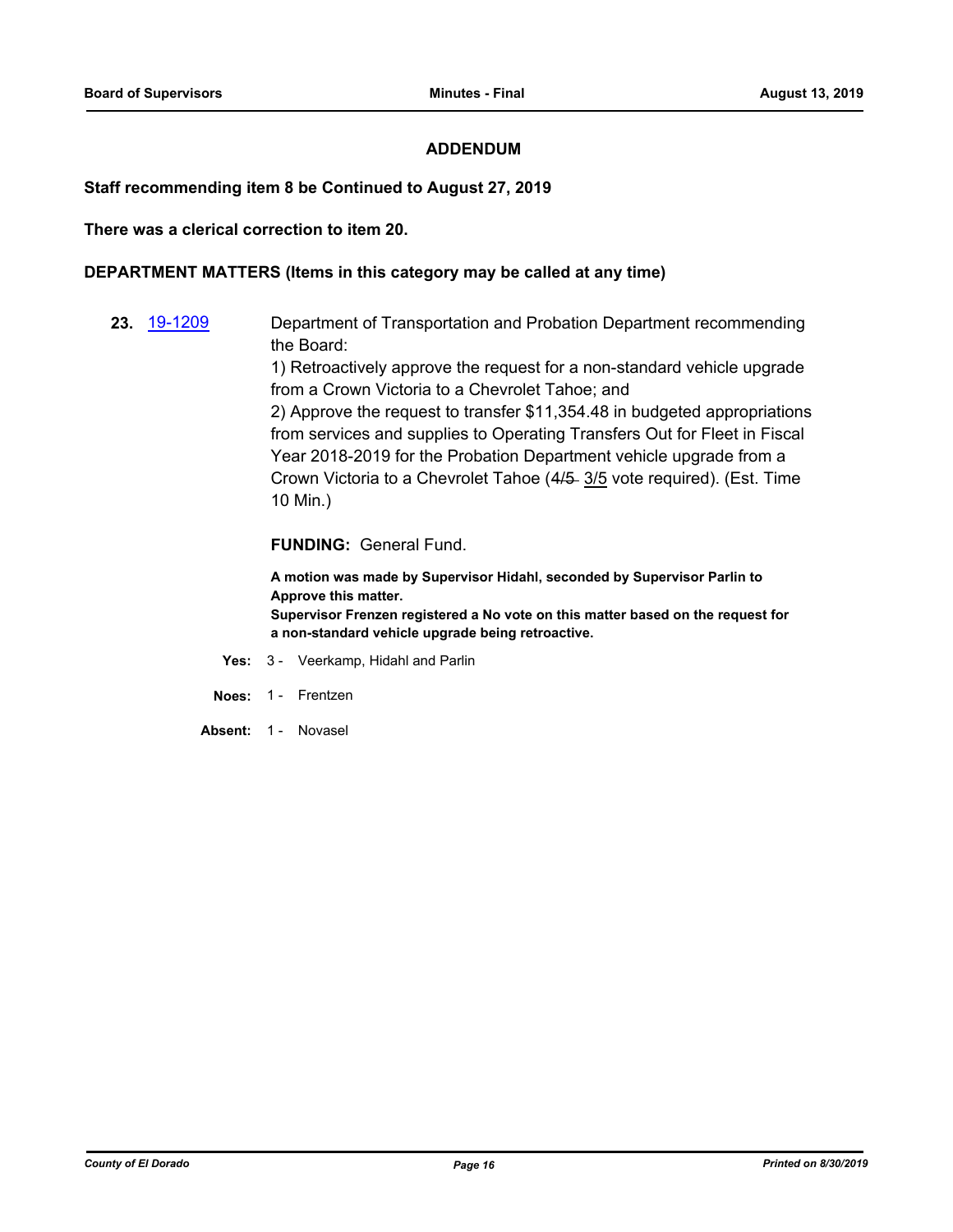## ADDENDUM

**Staff recommending item 8 be Continued to August 27, 2019**

**There was a clerical correction to item 20.**

**DEPARTMENT MATTERS (Items in this category may be called at any time)**

**23.** [19-1209](19-1209) Department of Transportation and Probation Department recommending the Board:

1) Retroactively approve the request for a non-standard vehicle upgrade from a Crown Victoria to a Chevrolet Tahoe; and

2) Approve the request to transfer $11,354.48 in budgeted appropriations from services and supplies to Operating Transfers Out for Fleet in Fiscal Year 2018-2019 for the Probation Department vehicle upgrade from a Crown Victoria to a Chevrolet Tahoe (~~4/5~~ 3/5 vote required). (Est. Time 10 Min.)

**FUNDING:** General Fund.

**A motion was made by Supervisor Hidahl, seconded by Supervisor Parlin to Approve this matter.**
**Supervisor Frenzen registered a No vote on this matter based on the request for a non-standard vehicle upgrade being retroactive.**

**Yes:** 3 - Veerkamp, Hidahl and Parlin

**Noes:** 1 - Frentzen

**Absent:** 1 - Novasel